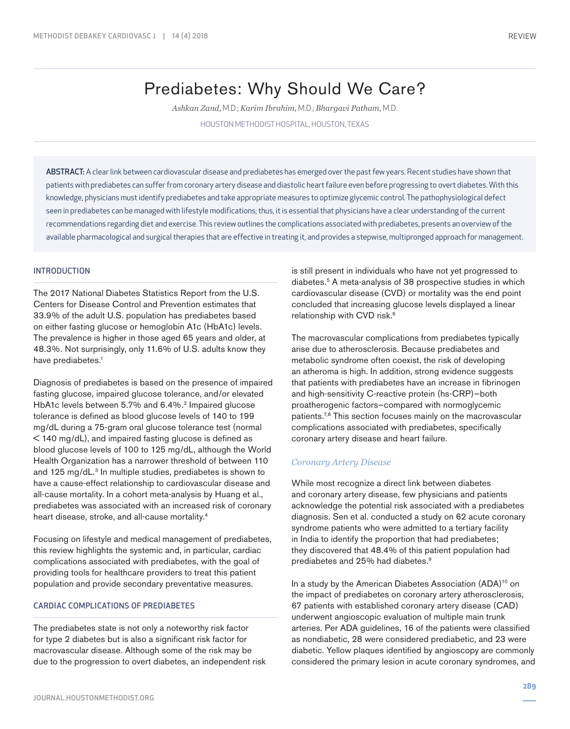# Prediabetes: Why Should We Care?

*Ashkan Zand,* M.D.; *Karim Ibrahim,* M.D.; *Bhargavi Patham,* M.D.

HOUSTON METHODIST HOSPITAL, HOUSTON, TEXAS

**ABSTRACT:** A clear link between cardiovascular disease and prediabetes has emerged over the past few years. Recent studies have shown that patients with prediabetes can suffer from coronary artery disease and diastolic heart failure even before progressing to overt diabetes. With this knowledge, physicians must identify prediabetes and take appropriate measures to optimize glycemic control. The pathophysiological defect seen in prediabetes can be managed with lifestyle modifications; thus, it is essential that physicians have a clear understanding of the current recommendations regarding diet and exercise. This review outlines the complications associated with prediabetes, presents an overview of the available pharmacological and surgical therapies that are effective in treating it, and provides a stepwise, multipronged approach for management.

## INTRODUCTION

The 2017 National Diabetes Statistics Report from the U.S. Centers for Disease Control and Prevention estimates that 33.9% of the adult U.S. population has prediabetes based on either fasting glucose or hemoglobin A1c (HbA1c) levels. The prevalence is higher in those aged 65 years and older, at 48.3%. Not surprisingly, only 11.6% of U.S. adults know they have prediabetes.[1]

Diagnosis of prediabetes is based on the presence of impaired fasting glucose, impaired glucose tolerance, and/or elevated HbA1c levels between 5.7% and 6.4%.[2] Impaired glucose tolerance is defined as blood glucose levels of 140 to 199 mg/dL during a 75-gram oral glucose tolerance test (normal < 140 mg/dL), and impaired fasting glucose is defined as blood glucose levels of 100 to 125 mg/dL, although the World Health Organization has a narrower threshold of between 110 and 125 mg/dL.[3] In multiple studies, prediabetes is shown to have a cause-effect relationship to cardiovascular disease and all-cause mortality. In a cohort meta-analysis by Huang et al., prediabetes was associated with an increased risk of coronary heart disease, stroke, and all-cause mortality.[4]

Focusing on lifestyle and medical management of prediabetes, this review highlights the systemic and, in particular, cardiac complications associated with prediabetes, with the goal of providing tools for healthcare providers to treat this patient population and provide secondary preventative measures.

## CARDIAC COMPLICATIONS OF PREDIABETES

The prediabetes state is not only a noteworthy risk factor for type 2 diabetes but is also a significant risk factor for macrovascular disease. Although some of the risk may be due to the progression to overt diabetes, an independent risk is still present in individuals who have not yet progressed to diabetes.[5] A meta-analysis of 38 prospective studies in which cardiovascular disease (CVD) or mortality was the end point concluded that increasing glucose levels displayed a linear relationship with CVD risk.[6]

The macrovascular complications from prediabetes typically arise due to atherosclerosis. Because prediabetes and metabolic syndrome often coexist, the risk of developing an atheroma is high. In addition, strong evidence suggests that patients with prediabetes have an increase in fibrinogen and high-sensitivity C-reactive protein (hs-CRP)—both proatherogenic factors—compared with normoglycemic patients.[7,8] This section focuses mainly on the macrovascular complications associated with prediabetes, specifically coronary artery disease and heart failure.

### *Coronary Artery Disease*

While most recognize a direct link between diabetes and coronary artery disease, few physicians and patients acknowledge the potential risk associated with a prediabetes diagnosis. Sen et al. conducted a study on 62 acute coronary syndrome patients who were admitted to a tertiary facility in India to identify the proportion that had prediabetes; they discovered that 48.4% of this patient population had prediabetes and 25% had diabetes.[9]

In a study by the American Diabetes Association (ADA)[10] on the impact of prediabetes on coronary artery atherosclerosis, 67 patients with established coronary artery disease (CAD) underwent angioscopic evaluation of multiple main trunk arteries. Per ADA guidelines, 16 of the patients were classified as nondiabetic, 28 were considered prediabetic, and 23 were diabetic. Yellow plaques identified by angioscopy are commonly considered the primary lesion in acute coronary syndromes, and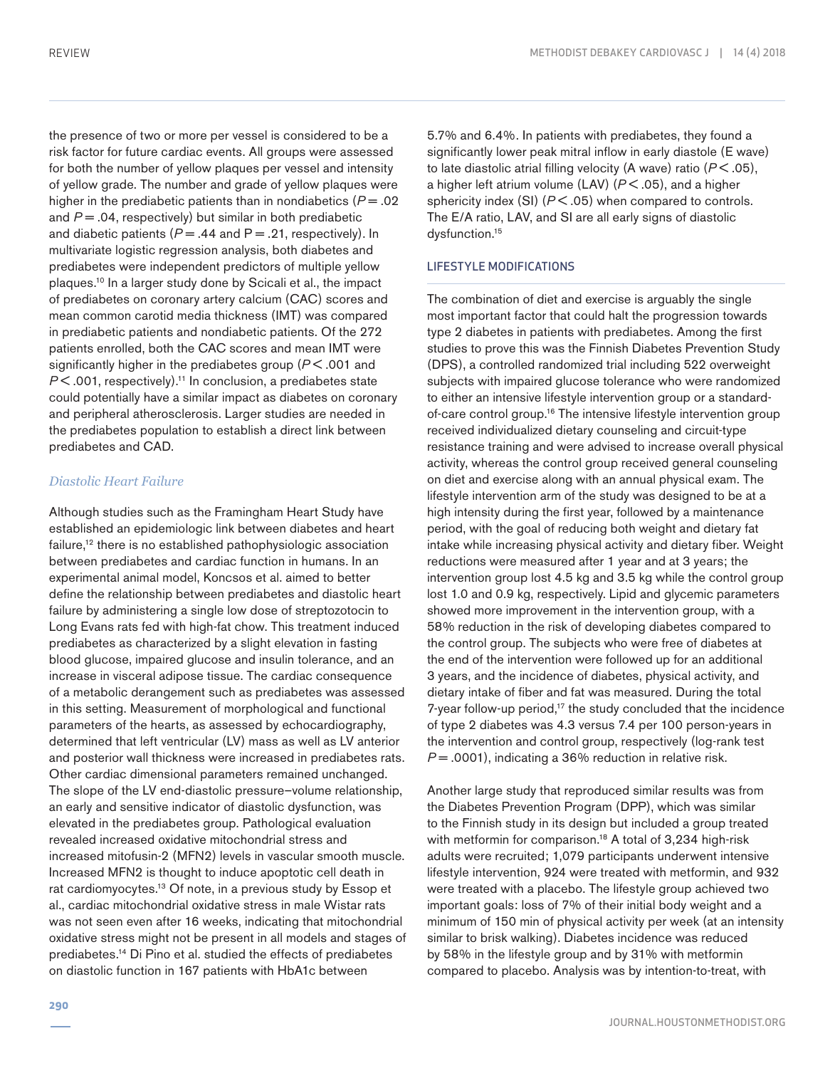the presence of two or more per vessel is considered to be a risk factor for future cardiac events. All groups were assessed for both the number of yellow plaques per vessel and intensity of yellow grade. The number and grade of yellow plaques were higher in the prediabetic patients than in nondiabetics ($P = .02$ and $P = .04$, respectively) but similar in both prediabetic and diabetic patients ($P = .44$ and $P = .21$, respectively). In multivariate logistic regression analysis, both diabetes and prediabetes were independent predictors of multiple yellow plaques.[10] In a larger study done by Scicali et al., the impact of prediabetes on coronary artery calcium (CAC) scores and mean common carotid media thickness (IMT) was compared in prediabetic patients and nondiabetic patients. Of the 272 patients enrolled, both the CAC scores and mean IMT were significantly higher in the prediabetes group ($P < .001$ and $P < .001$, respectively).[11] In conclusion, a prediabetes state could potentially have a similar impact as diabetes on coronary and peripheral atherosclerosis. Larger studies are needed in the prediabetes population to establish a direct link between prediabetes and CAD.

### *Diastolic Heart Failure*

Although studies such as the Framingham Heart Study have established an epidemiologic link between diabetes and heart failure,[12] there is no established pathophysiologic association between prediabetes and cardiac function in humans. In an experimental animal model, Koncsos et al. aimed to better define the relationship between prediabetes and diastolic heart failure by administering a single low dose of streptozotocin to Long Evans rats fed with high-fat chow. This treatment induced prediabetes as characterized by a slight elevation in fasting blood glucose, impaired glucose and insulin tolerance, and an increase in visceral adipose tissue. The cardiac consequence of a metabolic derangement such as prediabetes was assessed in this setting. Measurement of morphological and functional parameters of the hearts, as assessed by echocardiography, determined that left ventricular (LV) mass as well as LV anterior and posterior wall thickness were increased in prediabetes rats. Other cardiac dimensional parameters remained unchanged. The slope of the LV end-diastolic pressure–volume relationship, an early and sensitive indicator of diastolic dysfunction, was elevated in the prediabetes group. Pathological evaluation revealed increased oxidative mitochondrial stress and increased mitofusin-2 (MFN2) levels in vascular smooth muscle. Increased MFN2 is thought to induce apoptotic cell death in rat cardiomyocytes.[13] Of note, in a previous study by Essop et al., cardiac mitochondrial oxidative stress in male Wistar rats was not seen even after 16 weeks, indicating that mitochondrial oxidative stress might not be present in all models and stages of prediabetes.[14] Di Pino et al. studied the effects of prediabetes on diastolic function in 167 patients with HbA1c between 5.7% and 6.4%. In patients with prediabetes, they found a significantly lower peak mitral inflow in early diastole (E wave) to late diastolic atrial filling velocity (A wave) ratio ($P < .05$), a higher left atrium volume (LAV) ($P < .05$), and a higher sphericity index (SI) ($P < .05$) when compared to controls. The E/A ratio, LAV, and SI are all early signs of diastolic dysfunction.[15]

## LIFESTYLE MODIFICATIONS

The combination of diet and exercise is arguably the single most important factor that could halt the progression towards type 2 diabetes in patients with prediabetes. Among the first studies to prove this was the Finnish Diabetes Prevention Study (DPS), a controlled randomized trial including 522 overweight subjects with impaired glucose tolerance who were randomized to either an intensive lifestyle intervention group or a standard-of-care control group.[16] The intensive lifestyle intervention group received individualized dietary counseling and circuit-type resistance training and were advised to increase overall physical activity, whereas the control group received general counseling on diet and exercise along with an annual physical exam. The lifestyle intervention arm of the study was designed to be at a high intensity during the first year, followed by a maintenance period, with the goal of reducing both weight and dietary fat intake while increasing physical activity and dietary fiber. Weight reductions were measured after 1 year and at 3 years; the intervention group lost 4.5 kg and 3.5 kg while the control group lost 1.0 and 0.9 kg, respectively. Lipid and glycemic parameters showed more improvement in the intervention group, with a 58% reduction in the risk of developing diabetes compared to the control group. The subjects who were free of diabetes at the end of the intervention were followed up for an additional 3 years, and the incidence of diabetes, physical activity, and dietary intake of fiber and fat was measured. During the total 7-year follow-up period,[17] the study concluded that the incidence of type 2 diabetes was 4.3 versus 7.4 per 100 person-years in the intervention and control group, respectively (log-rank test $P = .0001$), indicating a 36% reduction in relative risk.

Another large study that reproduced similar results was from the Diabetes Prevention Program (DPP), which was similar to the Finnish study in its design but included a group treated with metformin for comparison.[18] A total of 3,234 high-risk adults were recruited; 1,079 participants underwent intensive lifestyle intervention, 924 were treated with metformin, and 932 were treated with a placebo. The lifestyle group achieved two important goals: loss of 7% of their initial body weight and a minimum of 150 min of physical activity per week (at an intensity similar to brisk walking). Diabetes incidence was reduced by 58% in the lifestyle group and by 31% with metformin compared to placebo. Analysis was by intention-to-treat, with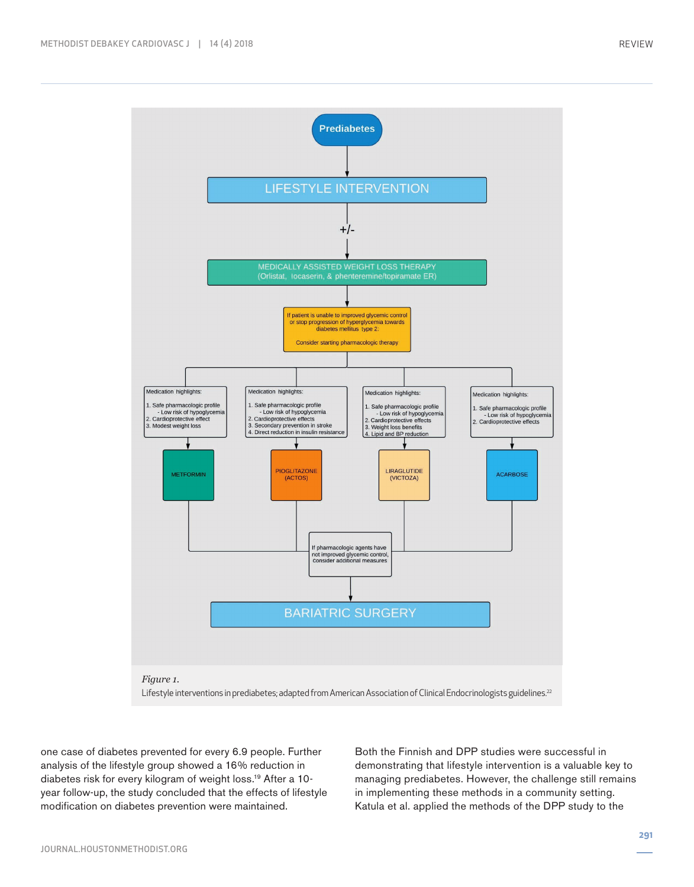Prediabetes

LIFESTYLE INTERVENTION

+/-

MEDICALLY ASSISTED WEIGHT LOSS THERAPY
(Orlistat, locaserin, & phenteremine/topiramate ER)

If patient is unable to improved glycemic control or stop progression of hyperglycemia towards diabetes mellitus type 2:

Consider starting pharmacologic therapy

Medication highlights:

1. Safe pharmacologic profile
 - Low risk of hypoglycemia
2. Cardioprotective effect
3. Modest weight loss

METFORMIN

Medication highlights:

1. Safe pharmacologic profile
 - Low risk of hypoglycemia
2. Cardioprotective effects
3. Secondary prevention in stroke
4. Direct reduction in insulin resistance

PIOGLITAZONE (ACTOS)

Medication highlights:

1. Safe pharmacologic profile
 - Low risk of hypoglycemia
2. Cardioprotective effects
3. Weight loss benefits
4. Lipid and BP reduction

LIRAGLUTIDE (VICTOZA)

Medication highlights:

1. Safe pharmacologic profile
 - Low risk of hypoglycemia
2. Cardioprotective effects

ACARBOSE

If pharmacologic agents have not improved glycemic control, consider additional measures

BARIATRIC SURGERY

*Figure 1.*
Lifestyle interventions in prediabetes; adapted from American Association of Clinical Endocrinologists guidelines.[22]

one case of diabetes prevented for every 6.9 people. Further analysis of the lifestyle group showed a 16% reduction in diabetes risk for every kilogram of weight loss.[19] After a 10-year follow-up, the study concluded that the effects of lifestyle modification on diabetes prevention were maintained.

Both the Finnish and DPP studies were successful in demonstrating that lifestyle intervention is a valuable key to managing prediabetes. However, the challenge still remains in implementing these methods in a community setting. Katula et al. applied the methods of the DPP study to the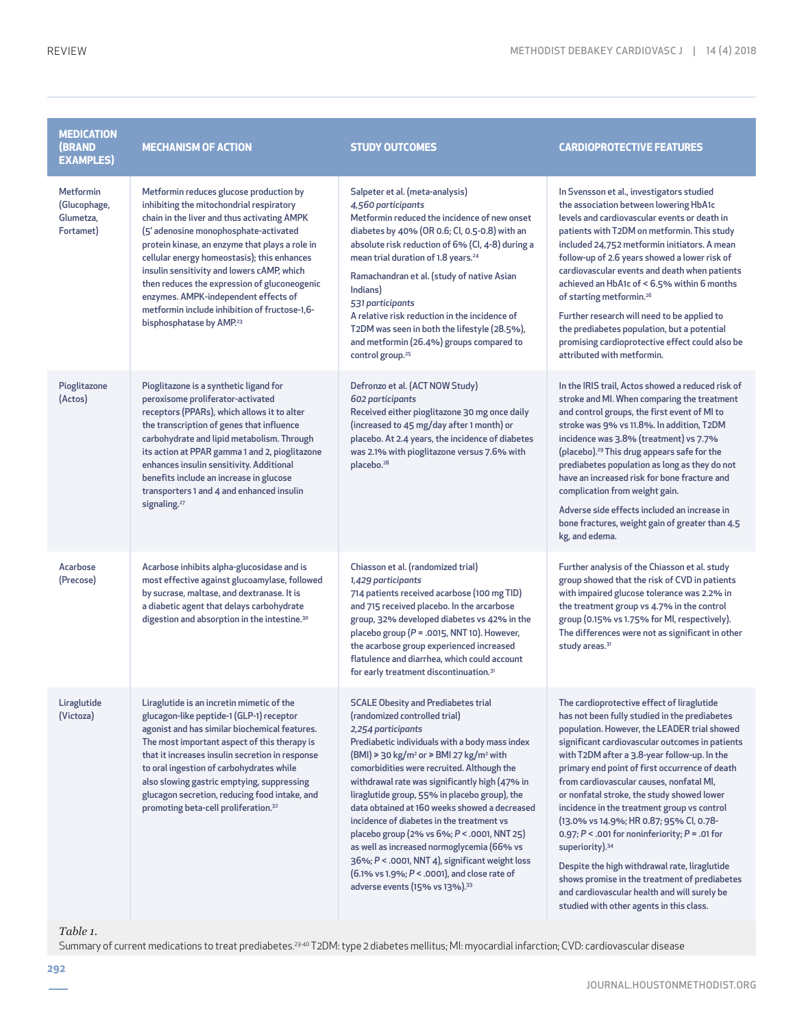| MEDICATION (BRAND EXAMPLES) | MECHANISM OF ACTION | STUDY OUTCOMES | CARDIOPROTECTIVE FEATURES |
|---|---|---|---|
| Metformin (Glucophage, Glumetza, Fortamet) | Metformin reduces glucose production by inhibiting the mitochondrial respiratory chain in the liver and thus activating AMPK (5′ adenosine monophosphate-activated protein kinase, an enzyme that plays a role in cellular energy homeostasis); this enhances insulin sensitivity and lowers cAMP, which then reduces the expression of gluconeogenic enzymes. AMPK-independent effects of metformin include inhibition of fructose-1,6-bisphosphatase by AMP.[23] | Salpeter et al. (meta-analysis)<br>*4,560 participants*<br>Metformin reduced the incidence of new onset diabetes by 40% (OR 0.6; CI, 0.5-0.8) with an absolute risk reduction of 6% (CI, 4-8) during a mean trial duration of 1.8 years.[24]<br><br>Ramachandran et al. (study of native Asian Indians)<br>*531 participants*<br>A relative risk reduction in the incidence of T2DM was seen in both the lifestyle (28.5%), and metformin (26.4%) groups compared to control group.[25] | In Svensson et al., investigators studied the association between lowering HbA1c levels and cardiovascular events or death in patients with T2DM on metformin. This study included 24,752 metformin initiators. A mean follow-up of 2.6 years showed a lower risk of cardiovascular events and death when patients achieved an HbA1c of < 6.5% within 6 months of starting metformin.[26]<br><br>Further research will need to be applied to the prediabetes population, but a potential promising cardioprotective effect could also be attributed with metformin. |
| Pioglitazone (Actos) | Pioglitazone is a synthetic ligand for peroxisome proliferator-activated receptors (PPARs), which allows it to alter the transcription of genes that influence carbohydrate and lipid metabolism. Through its action at PPAR gamma 1 and 2, pioglitazone enhances insulin sensitivity. Additional benefits include an increase in glucose transporters 1 and 4 and enhanced insulin signaling.[27] | Defronzo et al. (ACT NOW Study)<br>*602 participants*<br>Received either pioglitazone 30 mg once daily (increased to 45 mg/day after 1 month) or placebo. At 2.4 years, the incidence of diabetes was 2.1% with pioglitazone versus 7.6% with placebo.[28] | In the IRIS trail, Actos showed a reduced risk of stroke and MI. When comparing the treatment and control groups, the first event of MI to stroke was 9% vs 11.8%. In addition, T2DM incidence was 3.8% (treatment) vs 7.7% (placebo).[29] This drug appears safe for the prediabetes population as long as they do not have an increased risk for bone fracture and complication from weight gain.<br><br>Adverse side effects included an increase in bone fractures, weight gain of greater than 4.5 kg, and edema. |
| Acarbose (Precose) | Acarbose inhibits alpha-glucosidase and is most effective against glucoamylase, followed by sucrase, maltase, and dextranase. It is a diabetic agent that delays carbohydrate digestion and absorption in the intestine.[30] | Chiasson et al. (randomized trial)<br>*1,429 participants*<br>714 patients received acarbose (100 mg TID) and 715 received placebo. In the arcarbose group, 32% developed diabetes vs 42% in the placebo group (*P* = .0015, NNT 10). However, the acarbose group experienced increased flatulence and diarrhea, which could account for early treatment discontinuation.[31] | Further analysis of the Chiasson et al. study group showed that the risk of CVD in patients with impaired glucose tolerance was 2.2% in the treatment group vs 4.7% in the control group (0.15% vs 1.75% for MI, respectively). The differences were not as significant in other study areas.[31] |
| Liraglutide (Victoza) | Liraglutide is an incretin mimetic of the glucagon-like peptide-1 (GLP-1) receptor agonist and has similar biochemical features. The most important aspect of this therapy is that it increases insulin secretion in response to oral ingestion of carbohydrates while also slowing gastric emptying, suppressing glucagon secretion, reducing food intake, and promoting beta-cell proliferation.[32] | SCALE Obesity and Prediabetes trial (randomized controlled trial)<br>*2,254 participants*<br>Prediabetic individuals with a body mass index (BMI) ≥ 30 kg/m² or ≥ BMI 27 kg/m² with comorbidities were recruited. Although the withdrawal rate was significantly high (47% in liraglutide group, 55% in placebo group), the data obtained at 160 weeks showed a decreased incidence of diabetes in the treatment vs placebo group (2% vs 6%; *P* < .0001, NNT 25) as well as increased normoglycemia (66% vs 36%; *P* < .0001, NNT 4), significant weight loss (6.1% vs 1.9%; *P* < .0001), and close rate of adverse events (15% vs 13%).[33] | The cardioprotective effect of liraglutide has not been fully studied in the prediabetes population. However, the LEADER trial showed significant cardiovascular outcomes in patients with T2DM after a 3.8-year follow-up. In the primary end point of first occurrence of death from cardiovascular causes, nonfatal MI, or nonfatal stroke, the study showed lower incidence in the treatment group vs control (13.0% vs 14.9%; HR 0.87; 95% CI, 0.78-0.97; *P* < .001 for noninferiority; *P* = .01 for superiority).[34]<br><br>Despite the high withdrawal rate, liraglutide shows promise in the treatment of prediabetes and cardiovascular health and will surely be studied with other agents in this class. |

*Table 1.*
Summary of current medications to treat prediabetes.[23-40] T2DM: type 2 diabetes mellitus; MI: myocardial infarction; CVD: cardiovascular disease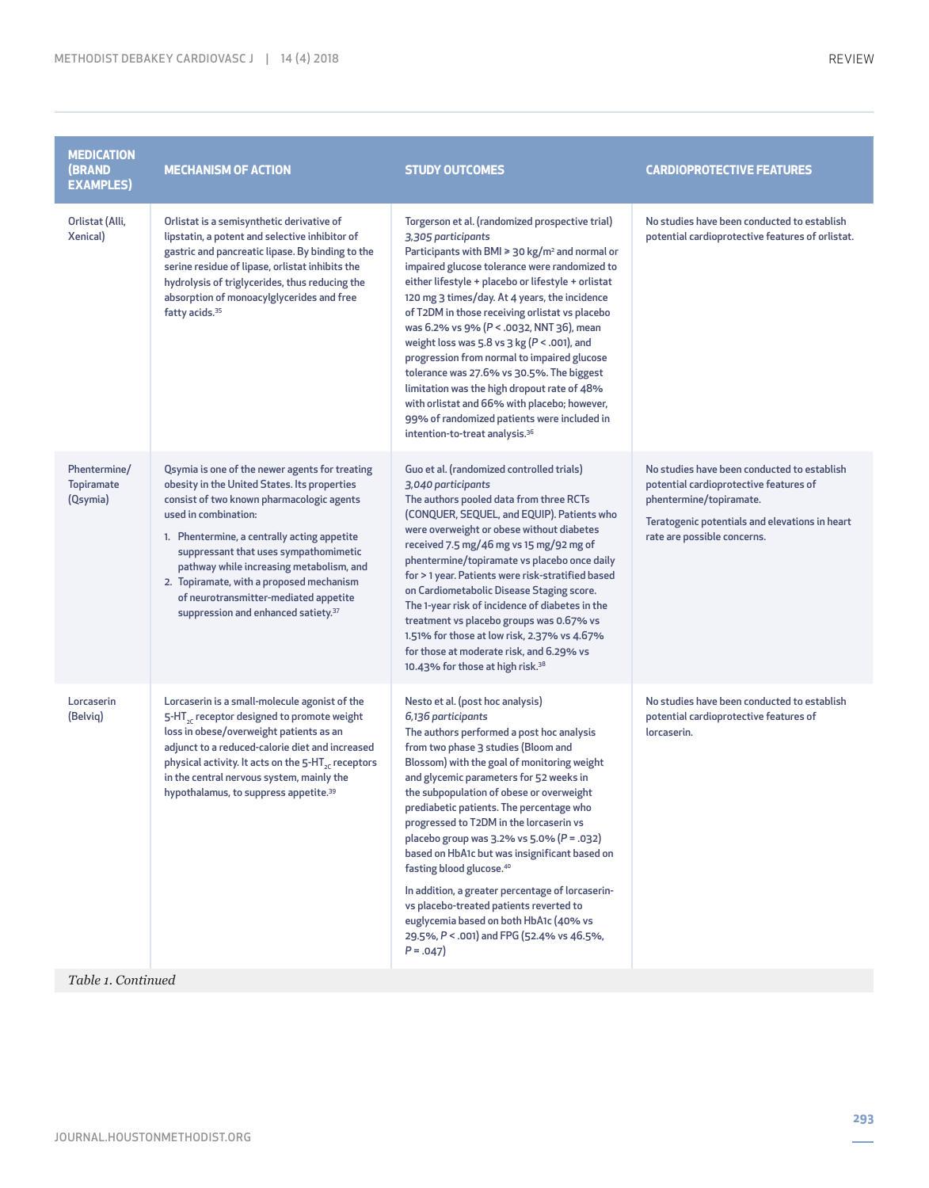| MEDICATION (BRAND EXAMPLES) | MECHANISM OF ACTION | STUDY OUTCOMES | CARDIOPROTECTIVE FEATURES |
|---|---|---|---|
| Orlistat (Alli, Xenical) | Orlistat is a semisynthetic derivative of lipstatin, a potent and selective inhibitor of gastric and pancreatic lipase. By binding to the serine residue of lipase, orlistat inhibits the hydrolysis of triglycerides, thus reducing the absorption of monoacylglycerides and free fatty acids.[35] | Torgerson et al. (randomized prospective trial)<br>*3,305 participants*<br>Participants with BMI ≥ 30 kg/m² and normal or impaired glucose tolerance were randomized to either lifestyle + placebo or lifestyle + orlistat 120 mg 3 times/day. At 4 years, the incidence of T2DM in those receiving orlistat vs placebo was 6.2% vs 9% ($P < .0032$, NNT 36), mean weight loss was 5.8 vs 3 kg ($P < .001$), and progression from normal to impaired glucose tolerance was 27.6% vs 30.5%. The biggest limitation was the high dropout rate of 48% with orlistat and 66% with placebo; however, 99% of randomized patients were included in intention-to-treat analysis.[36] | No studies have been conducted to establish potential cardioprotective features of orlistat. |
| Phentermine/ Topiramate (Qsymia) | Qsymia is one of the newer agents for treating obesity in the United States. Its properties consist of two known pharmacologic agents used in combination:<br>1. Phentermine, a centrally acting appetite suppressant that uses sympathomimetic pathway while increasing metabolism, and<br>2. Topiramate, with a proposed mechanism of neurotransmitter-mediated appetite suppression and enhanced satiety.[37] | Guo et al. (randomized controlled trials)<br>*3,040 participants*<br>The authors pooled data from three RCTs (CONQUER, SEQUEL, and EQUIP). Patients who were overweight or obese without diabetes received 7.5 mg/46 mg vs 15 mg/92 mg of phentermine/topiramate vs placebo once daily for > 1 year. Patients were risk-stratified based on Cardiometabolic Disease Staging score. The 1-year risk of incidence of diabetes in the treatment vs placebo groups was 0.67% vs 1.51% for those at low risk, 2.37% vs 4.67% for those at moderate risk, and 6.29% vs 10.43% for those at high risk.[38] | No studies have been conducted to establish potential cardioprotective features of phentermine/topiramate.<br>Teratogenic potentials and elevations in heart rate are possible concerns. |
| Lorcaserin (Belviq) | Lorcaserin is a small-molecule agonist of the 5-$HT_{2C}$ receptor designed to promote weight loss in obese/overweight patients as an adjunct to a reduced-calorie diet and increased physical activity. It acts on the 5-$HT_{2C}$ receptors in the central nervous system, mainly the hypothalamus, to suppress appetite.[39] | Nesto et al. (post hoc analysis)<br>*6,136 participants*<br>The authors performed a post hoc analysis from two phase 3 studies (Bloom and Blossom) with the goal of monitoring weight and glycemic parameters for 52 weeks in the subpopulation of obese or overweight prediabetic patients. The percentage who progressed to T2DM in the lorcaserin vs placebo group was 3.2% vs 5.0% ($P = .032$) based on HbA1c but was insignificant based on fasting blood glucose.[40]<br>In addition, a greater percentage of lorcaserin- vs placebo-treated patients reverted to euglycemia based on both HbA1c (40% vs 29.5%, $P < .001$) and FPG (52.4% vs 46.5%, $P = .047$) | No studies have been conducted to establish potential cardioprotective features of lorcaserin. |

*Table 1. Continued*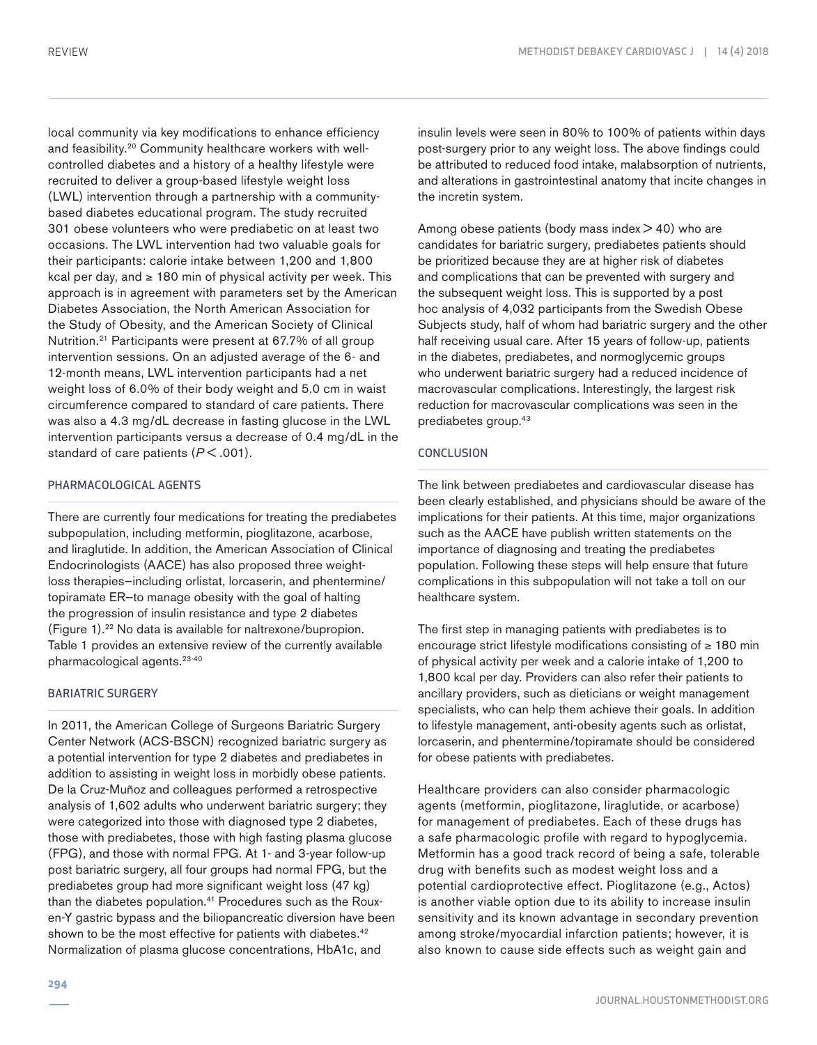local community via key modifications to enhance efficiency and feasibility.[20] Community healthcare workers with well-controlled diabetes and a history of a healthy lifestyle were recruited to deliver a group-based lifestyle weight loss (LWL) intervention through a partnership with a community-based diabetes educational program. The study recruited 301 obese volunteers who were prediabetic on at least two occasions. The LWL intervention had two valuable goals for their participants: calorie intake between 1,200 and 1,800 kcal per day, and ≥ 180 min of physical activity per week. This approach is in agreement with parameters set by the American Diabetes Association, the North American Association for the Study of Obesity, and the American Society of Clinical Nutrition.[21] Participants were present at 67.7% of all group intervention sessions. On an adjusted average of the 6- and 12-month means, LWL intervention participants had a net weight loss of 6.0% of their body weight and 5.0 cm in waist circumference compared to standard of care patients. There was also a 4.3 mg/dL decrease in fasting glucose in the LWL intervention participants versus a decrease of 0.4 mg/dL in the standard of care patients ($P < .001$).

## PHARMACOLOGICAL AGENTS

There are currently four medications for treating the prediabetes subpopulation, including metformin, pioglitazone, acarbose, and liraglutide. In addition, the American Association of Clinical Endocrinologists (AACE) has also proposed three weight-loss therapies—including orlistat, lorcaserin, and phentermine/topiramate ER—to manage obesity with the goal of halting the progression of insulin resistance and type 2 diabetes (Figure 1).[22] No data is available for naltrexone/bupropion. Table 1 provides an extensive review of the currently available pharmacological agents.[23-40]

## BARIATRIC SURGERY

In 2011, the American College of Surgeons Bariatric Surgery Center Network (ACS-BSCN) recognized bariatric surgery as a potential intervention for type 2 diabetes and prediabetes in addition to assisting in weight loss in morbidly obese patients. De la Cruz-Muñoz and colleagues performed a retrospective analysis of 1,602 adults who underwent bariatric surgery; they were categorized into those with diagnosed type 2 diabetes, those with prediabetes, those with high fasting plasma glucose (FPG), and those with normal FPG. At 1- and 3-year follow-up post bariatric surgery, all four groups had normal FPG, but the prediabetes group had more significant weight loss (47 kg) than the diabetes population.[41] Procedures such as the Roux-en-Y gastric bypass and the biliopancreatic diversion have been shown to be the most effective for patients with diabetes.[42] Normalization of plasma glucose concentrations, HbA1c, and insulin levels were seen in 80% to 100% of patients within days post-surgery prior to any weight loss. The above findings could be attributed to reduced food intake, malabsorption of nutrients, and alterations in gastrointestinal anatomy that incite changes in the incretin system.

Among obese patients (body mass index > 40) who are candidates for bariatric surgery, prediabetes patients should be prioritized because they are at higher risk of diabetes and complications that can be prevented with surgery and the subsequent weight loss. This is supported by a post hoc analysis of 4,032 participants from the Swedish Obese Subjects study, half of whom had bariatric surgery and the other half receiving usual care. After 15 years of follow-up, patients in the diabetes, prediabetes, and normoglycemic groups who underwent bariatric surgery had a reduced incidence of macrovascular complications. Interestingly, the largest risk reduction for macrovascular complications was seen in the prediabetes group.[43]

## CONCLUSION

The link between prediabetes and cardiovascular disease has been clearly established, and physicians should be aware of the implications for their patients. At this time, major organizations such as the AACE have publish written statements on the importance of diagnosing and treating the prediabetes population. Following these steps will help ensure that future complications in this subpopulation will not take a toll on our healthcare system.

The first step in managing patients with prediabetes is to encourage strict lifestyle modifications consisting of ≥ 180 min of physical activity per week and a calorie intake of 1,200 to 1,800 kcal per day. Providers can also refer their patients to ancillary providers, such as dieticians or weight management specialists, who can help them achieve their goals. In addition to lifestyle management, anti-obesity agents such as orlistat, lorcaserin, and phentermine/topiramate should be considered for obese patients with prediabetes.

Healthcare providers can also consider pharmacologic agents (metformin, pioglitazone, liraglutide, or acarbose) for management of prediabetes. Each of these drugs has a safe pharmacologic profile with regard to hypoglycemia. Metformin has a good track record of being a safe, tolerable drug with benefits such as modest weight loss and a potential cardioprotective effect. Pioglitazone (e.g., Actos) is another viable option due to its ability to increase insulin sensitivity and its known advantage in secondary prevention among stroke/myocardial infarction patients; however, it is also known to cause side effects such as weight gain and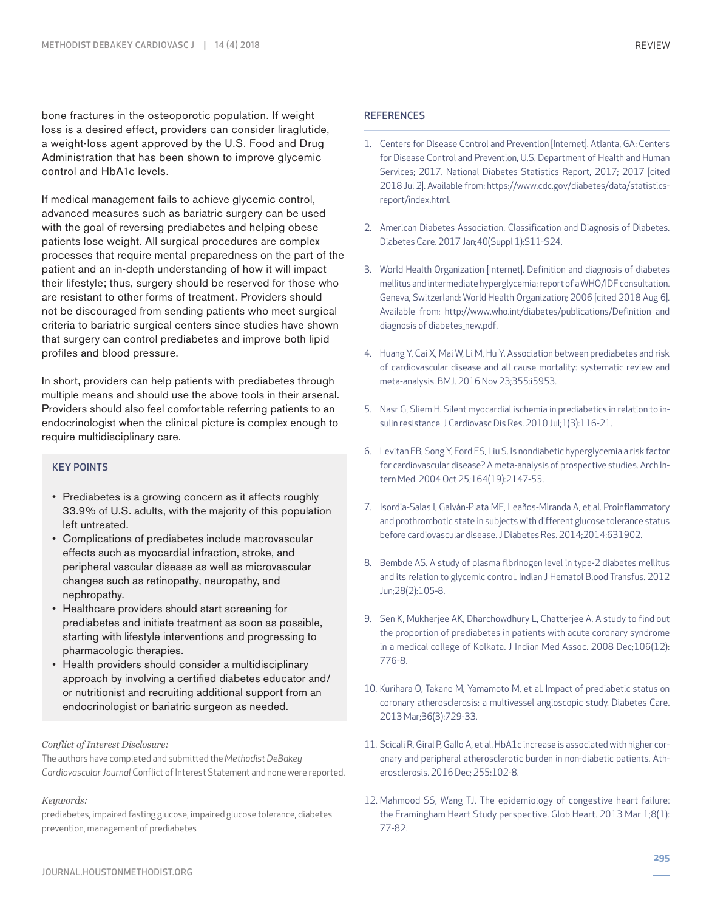bone fractures in the osteoporotic population. If weight loss is a desired effect, providers can consider liraglutide, a weight-loss agent approved by the U.S. Food and Drug Administration that has been shown to improve glycemic control and HbA1c levels.

If medical management fails to achieve glycemic control, advanced measures such as bariatric surgery can be used with the goal of reversing prediabetes and helping obese patients lose weight. All surgical procedures are complex processes that require mental preparedness on the part of the patient and an in-depth understanding of how it will impact their lifestyle; thus, surgery should be reserved for those who are resistant to other forms of treatment. Providers should not be discouraged from sending patients who meet surgical criteria to bariatric surgical centers since studies have shown that surgery can control prediabetes and improve both lipid profiles and blood pressure.

In short, providers can help patients with prediabetes through multiple means and should use the above tools in their arsenal. Providers should also feel comfortable referring patients to an endocrinologist when the clinical picture is complex enough to require multidisciplinary care.

## KEY POINTS

- Prediabetes is a growing concern as it affects roughly 33.9% of U.S. adults, with the majority of this population left untreated.
- Complications of prediabetes include macrovascular effects such as myocardial infraction, stroke, and peripheral vascular disease as well as microvascular changes such as retinopathy, neuropathy, and nephropathy.
- Healthcare providers should start screening for prediabetes and initiate treatment as soon as possible, starting with lifestyle interventions and progressing to pharmacologic therapies.
- Health providers should consider a multidisciplinary approach by involving a certified diabetes educator and/or nutritionist and recruiting additional support from an endocrinologist or bariatric surgeon as needed.

*Conflict of Interest Disclosure:*

The authors have completed and submitted the *Methodist DeBakey Cardiovascular Journal* Conflict of Interest Statement and none were reported.

*Keywords:*

prediabetes, impaired fasting glucose, impaired glucose tolerance, diabetes prevention, management of prediabetes

## REFERENCES

1. Centers for Disease Control and Prevention [Internet]. Atlanta, GA: Centers for Disease Control and Prevention, U.S. Department of Health and Human Services; 2017. National Diabetes Statistics Report, 2017; 2017 [cited 2018 Jul 2]. Available from: https://www.cdc.gov/diabetes/data/statistics-report/index.html.
2. American Diabetes Association. Classification and Diagnosis of Diabetes. Diabetes Care. 2017 Jan;40(Suppl 1):S11-S24.
3. World Health Organization [Internet]. Definition and diagnosis of diabetes mellitus and intermediate hyperglycemia: report of a WHO/IDF consultation. Geneva, Switzerland: World Health Organization; 2006 [cited 2018 Aug 6]. Available from: http://www.who.int/diabetes/publications/Definition and diagnosis of diabetes_new.pdf.
4. Huang Y, Cai X, Mai W, Li M, Hu Y. Association between prediabetes and risk of cardiovascular disease and all cause mortality: systematic review and meta-analysis. BMJ. 2016 Nov 23;355:i5953.
5. Nasr G, Sliem H. Silent myocardial ischemia in prediabetics in relation to insulin resistance. J Cardiovasc Dis Res. 2010 Jul;1(3):116-21.
6. Levitan EB, Song Y, Ford ES, Liu S. Is nondiabetic hyperglycemia a risk factor for cardiovascular disease? A meta-analysis of prospective studies. Arch Intern Med. 2004 Oct 25;164(19):2147-55.
7. Isordia-Salas I, Galván-Plata ME, Leaños-Miranda A, et al. Proinflammatory and prothrombotic state in subjects with different glucose tolerance status before cardiovascular disease. J Diabetes Res. 2014;2014:631902.
8. Bembde AS. A study of plasma fibrinogen level in type-2 diabetes mellitus and its relation to glycemic control. Indian J Hematol Blood Transfus. 2012 Jun;28(2):105-8.
9. Sen K, Mukherjee AK, Dharchowdhury L, Chatterjee A. A study to find out the proportion of prediabetes in patients with acute coronary syndrome in a medical college of Kolkata. J Indian Med Assoc. 2008 Dec;106(12):776-8.
10. Kurihara O, Takano M, Yamamoto M, et al. Impact of prediabetic status on coronary atherosclerosis: a multivessel angioscopic study. Diabetes Care. 2013 Mar;36(3):729-33.
11. Scicali R, Giral P, Gallo A, et al. HbA1c increase is associated with higher coronary and peripheral atherosclerotic burden in non-diabetic patients. Atherosclerosis. 2016 Dec; 255:102-8.
12. Mahmood SS, Wang TJ. The epidemiology of congestive heart failure: the Framingham Heart Study perspective. Glob Heart. 2013 Mar 1;8(1):77-82.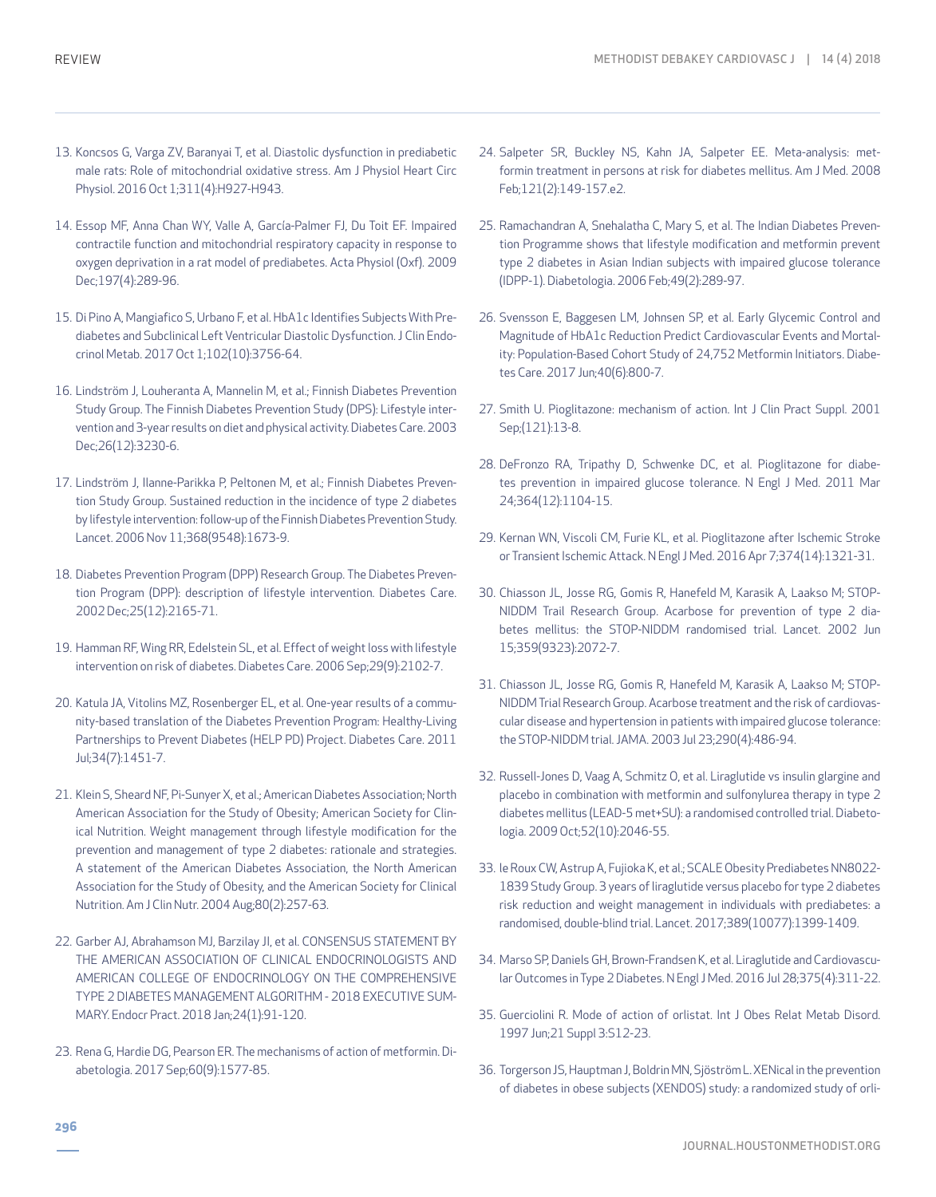13. Koncsos G, Varga ZV, Baranyai T, et al. Diastolic dysfunction in prediabetic male rats: Role of mitochondrial oxidative stress. Am J Physiol Heart Circ Physiol. 2016 Oct 1;311(4):H927-H943.

14. Essop MF, Anna Chan WY, Valle A, García-Palmer FJ, Du Toit EF. Impaired contractile function and mitochondrial respiratory capacity in response to oxygen deprivation in a rat model of prediabetes. Acta Physiol (Oxf). 2009 Dec;197(4):289-96.

15. Di Pino A, Mangiafico S, Urbano F, et al. HbA1c Identifies Subjects With Prediabetes and Subclinical Left Ventricular Diastolic Dysfunction. J Clin Endocrinol Metab. 2017 Oct 1;102(10):3756-64.

16. Lindström J, Louheranta A, Mannelin M, et al.; Finnish Diabetes Prevention Study Group. The Finnish Diabetes Prevention Study (DPS): Lifestyle intervention and 3-year results on diet and physical activity. Diabetes Care. 2003 Dec;26(12):3230-6.

17. Lindström J, Ilanne-Parikka P, Peltonen M, et al.; Finnish Diabetes Prevention Study Group. Sustained reduction in the incidence of type 2 diabetes by lifestyle intervention: follow-up of the Finnish Diabetes Prevention Study. Lancet. 2006 Nov 11;368(9548):1673-9.

18. Diabetes Prevention Program (DPP) Research Group. The Diabetes Prevention Program (DPP): description of lifestyle intervention. Diabetes Care. 2002 Dec;25(12):2165-71.

19. Hamman RF, Wing RR, Edelstein SL, et al. Effect of weight loss with lifestyle intervention on risk of diabetes. Diabetes Care. 2006 Sep;29(9):2102-7.

20. Katula JA, Vitolins MZ, Rosenberger EL, et al. One-year results of a community-based translation of the Diabetes Prevention Program: Healthy-Living Partnerships to Prevent Diabetes (HELP PD) Project. Diabetes Care. 2011 Jul;34(7):1451-7.

21. Klein S, Sheard NF, Pi-Sunyer X, et al.; American Diabetes Association; North American Association for the Study of Obesity; American Society for Clinical Nutrition. Weight management through lifestyle modification for the prevention and management of type 2 diabetes: rationale and strategies. A statement of the American Diabetes Association, the North American Association for the Study of Obesity, and the American Society for Clinical Nutrition. Am J Clin Nutr. 2004 Aug;80(2):257-63.

22. Garber AJ, Abrahamson MJ, Barzilay JI, et al. CONSENSUS STATEMENT BY THE AMERICAN ASSOCIATION OF CLINICAL ENDOCRINOLOGISTS AND AMERICAN COLLEGE OF ENDOCRINOLOGY ON THE COMPREHENSIVE TYPE 2 DIABETES MANAGEMENT ALGORITHM - 2018 EXECUTIVE SUMMARY. Endocr Pract. 2018 Jan;24(1):91-120.

23. Rena G, Hardie DG, Pearson ER. The mechanisms of action of metformin. Diabetologia. 2017 Sep;60(9):1577-85.

24. Salpeter SR, Buckley NS, Kahn JA, Salpeter EE. Meta-analysis: metformin treatment in persons at risk for diabetes mellitus. Am J Med. 2008 Feb;121(2):149-157.e2.

25. Ramachandran A, Snehalatha C, Mary S, et al. The Indian Diabetes Prevention Programme shows that lifestyle modification and metformin prevent type 2 diabetes in Asian Indian subjects with impaired glucose tolerance (IDPP-1). Diabetologia. 2006 Feb;49(2):289-97.

26. Svensson E, Baggesen LM, Johnsen SP, et al. Early Glycemic Control and Magnitude of HbA1c Reduction Predict Cardiovascular Events and Mortality: Population-Based Cohort Study of 24,752 Metformin Initiators. Diabetes Care. 2017 Jun;40(6):800-7.

27. Smith U. Pioglitazone: mechanism of action. Int J Clin Pract Suppl. 2001 Sep;(121):13-8.

28. DeFronzo RA, Tripathy D, Schwenke DC, et al. Pioglitazone for diabetes prevention in impaired glucose tolerance. N Engl J Med. 2011 Mar 24;364(12):1104-15.

29. Kernan WN, Viscoli CM, Furie KL, et al. Pioglitazone after Ischemic Stroke or Transient Ischemic Attack. N Engl J Med. 2016 Apr 7;374(14):1321-31.

30. Chiasson JL, Josse RG, Gomis R, Hanefeld M, Karasik A, Laakso M; STOP-NIDDM Trail Research Group. Acarbose for prevention of type 2 diabetes mellitus: the STOP-NIDDM randomised trial. Lancet. 2002 Jun 15;359(9323):2072-7.

31. Chiasson JL, Josse RG, Gomis R, Hanefeld M, Karasik A, Laakso M; STOP-NIDDM Trial Research Group. Acarbose treatment and the risk of cardiovascular disease and hypertension in patients with impaired glucose tolerance: the STOP-NIDDM trial. JAMA. 2003 Jul 23;290(4):486-94.

32. Russell-Jones D, Vaag A, Schmitz O, et al. Liraglutide vs insulin glargine and placebo in combination with metformin and sulfonylurea therapy in type 2 diabetes mellitus (LEAD-5 met+SU): a randomised controlled trial. Diabetologia. 2009 Oct;52(10):2046-55.

33. le Roux CW, Astrup A, Fujioka K, et al.; SCALE Obesity Prediabetes NN8022-1839 Study Group. 3 years of liraglutide versus placebo for type 2 diabetes risk reduction and weight management in individuals with prediabetes: a randomised, double-blind trial. Lancet. 2017;389(10077):1399-1409.

34. Marso SP, Daniels GH, Brown-Frandsen K, et al. Liraglutide and Cardiovascular Outcomes in Type 2 Diabetes. N Engl J Med. 2016 Jul 28;375(4):311-22.

35. Guerciolini R. Mode of action of orlistat. Int J Obes Relat Metab Disord. 1997 Jun;21 Suppl 3:S12-23.

36. Torgerson JS, Hauptman J, Boldrin MN, Sjöström L. XENical in the prevention of diabetes in obese subjects (XENDOS) study: a randomized study of orli-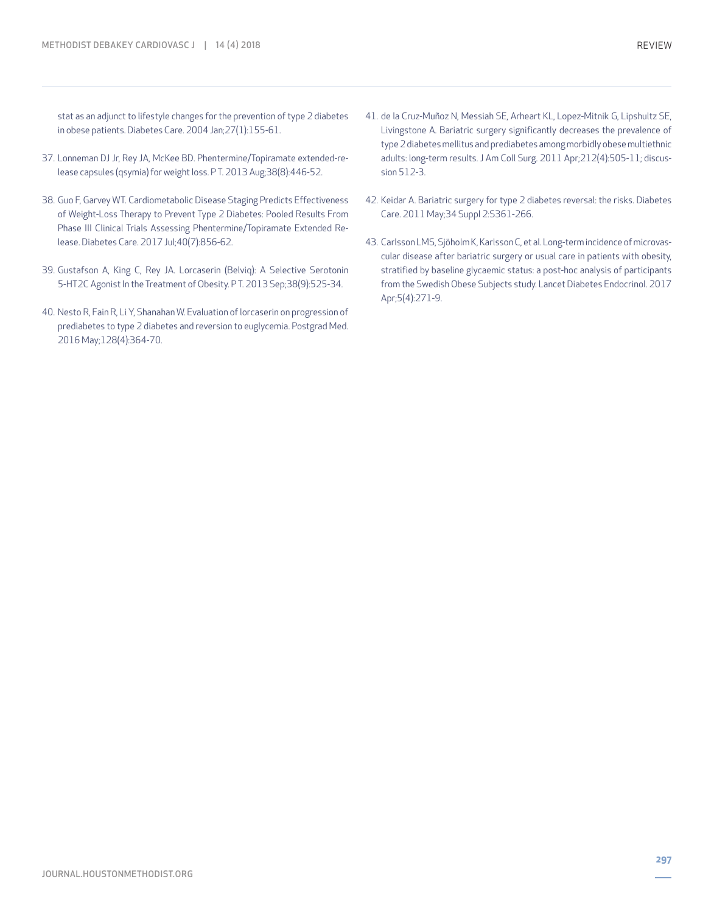stat as an adjunct to lifestyle changes for the prevention of type 2 diabetes in obese patients. Diabetes Care. 2004 Jan;27(1):155-61.

37. Lonneman DJ Jr, Rey JA, McKee BD. Phentermine/Topiramate extended-release capsules (qsymia) for weight loss. P T. 2013 Aug;38(8):446-52.

38. Guo F, Garvey WT. Cardiometabolic Disease Staging Predicts Effectiveness of Weight-Loss Therapy to Prevent Type 2 Diabetes: Pooled Results From Phase III Clinical Trials Assessing Phentermine/Topiramate Extended Release. Diabetes Care. 2017 Jul;40(7):856-62.

39. Gustafson A, King C, Rey JA. Lorcaserin (Belviq): A Selective Serotonin 5-HT2C Agonist In the Treatment of Obesity. P T. 2013 Sep;38(9):525-34.

40. Nesto R, Fain R, Li Y, Shanahan W. Evaluation of lorcaserin on progression of prediabetes to type 2 diabetes and reversion to euglycemia. Postgrad Med. 2016 May;128(4):364-70.

41. de la Cruz-Muñoz N, Messiah SE, Arheart KL, Lopez-Mitnik G, Lipshultz SE, Livingstone A. Bariatric surgery significantly decreases the prevalence of type 2 diabetes mellitus and prediabetes among morbidly obese multiethnic adults: long-term results. J Am Coll Surg. 2011 Apr;212(4):505-11; discussion 512-3.

42. Keidar A. Bariatric surgery for type 2 diabetes reversal: the risks. Diabetes Care. 2011 May;34 Suppl 2:S361-266.

43. Carlsson LMS, Sjöholm K, Karlsson C, et al. Long-term incidence of microvascular disease after bariatric surgery or usual care in patients with obesity, stratified by baseline glycaemic status: a post-hoc analysis of participants from the Swedish Obese Subjects study. Lancet Diabetes Endocrinol. 2017 Apr;5(4):271-9.